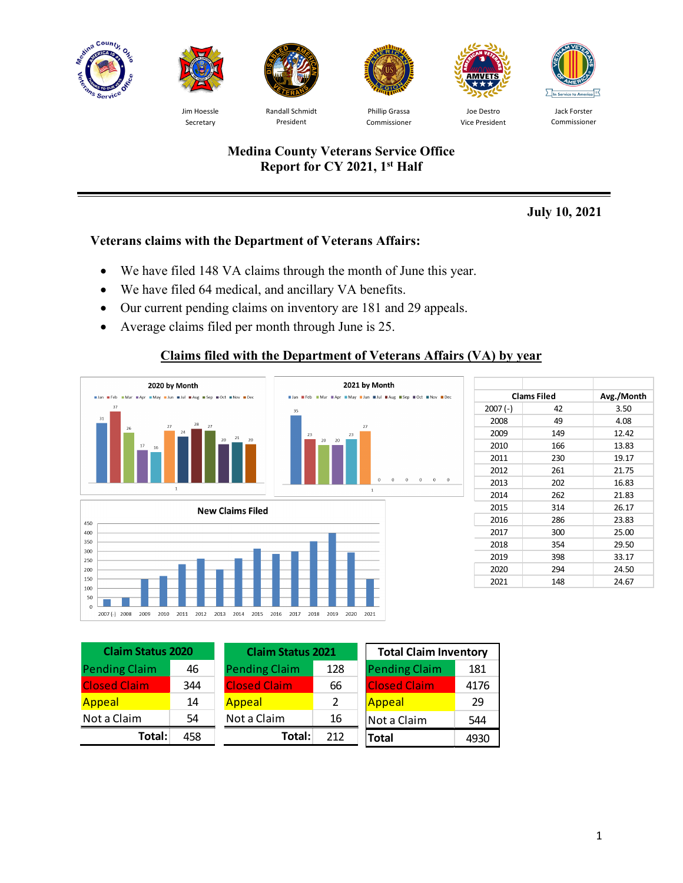Jim Hoessle
Secretary

Randall Schmidt
President

Phillip Grassa
Commissioner

Joe Destro
Vice President

Jack Forster
Commissioner

# Medina County Veterans Service Office
## Report for CY 2021, 1st Half

**July 10, 2021**

### Veterans claims with the Department of Veterans Affairs:

- We have filed 148 VA claims through the month of June this year.
- We have filed 64 medical, and ancillary VA benefits.
- Our current pending claims on inventory are 181 and 29 appeals.
- Average claims filed per month through June is 25.

### Claims filed with the Department of Veterans Affairs (VA) by year

**2020 by Month**

| Jan | Feb | Mar | Apr | May | Jun | Jul | Aug | Sep | Oct | Nov | Dec |
|---|---|---|---|---|---|---|---|---|---|---|---|
| 31 | 37 | 26 | 17 | 16 | 27 | 24 | 28 | 27 | 20 | 21 | 20 |

**2021 by Month**

| Jan | Feb | Mar | Apr | May | Jun | Jul | Aug | Sep | Oct | Nov | Dec |
|---|---|---|---|---|---|---|---|---|---|---|---|
| 35 | 23 | 20 | 20 | 23 | 27 | 0 | 0 | 0 | 0 | 0 | 0 |

**New Claims Filed**

| | Clams Filed | Avg./Month |
|---|---|---|
| 2007 (-) | 42 | 3.50 |
| 2008 | 49 | 4.08 |
| 2009 | 149 | 12.42 |
| 2010 | 166 | 13.83 |
| 2011 | 230 | 19.17 |
| 2012 | 261 | 21.75 |
| 2013 | 202 | 16.83 |
| 2014 | 262 | 21.83 |
| 2015 | 314 | 26.17 |
| 2016 | 286 | 23.83 |
| 2017 | 300 | 25.00 |
| 2018 | 354 | 29.50 |
| 2019 | 398 | 33.17 |
| 2020 | 294 | 24.50 |
| 2021 | 148 | 24.67 |

| Claim Status 2020 | |
|---|---|
| Pending Claim | 46 |
| Closed Claim | 344 |
| Appeal | 14 |
| Not a Claim | 54 |
| **Total:** | 458 |

| Claim Status 2021 | |
|---|---|
| Pending Claim | 128 |
| Closed Claim | 66 |
| Appeal | 2 |
| Not a Claim | 16 |
| **Total:** | 212 |

| Total Claim Inventory | |
|---|---|
| Pending Claim | 181 |
| Closed Claim | 4176 |
| Appeal | 29 |
| Not a Claim | 544 |
| **Total** | 4930 |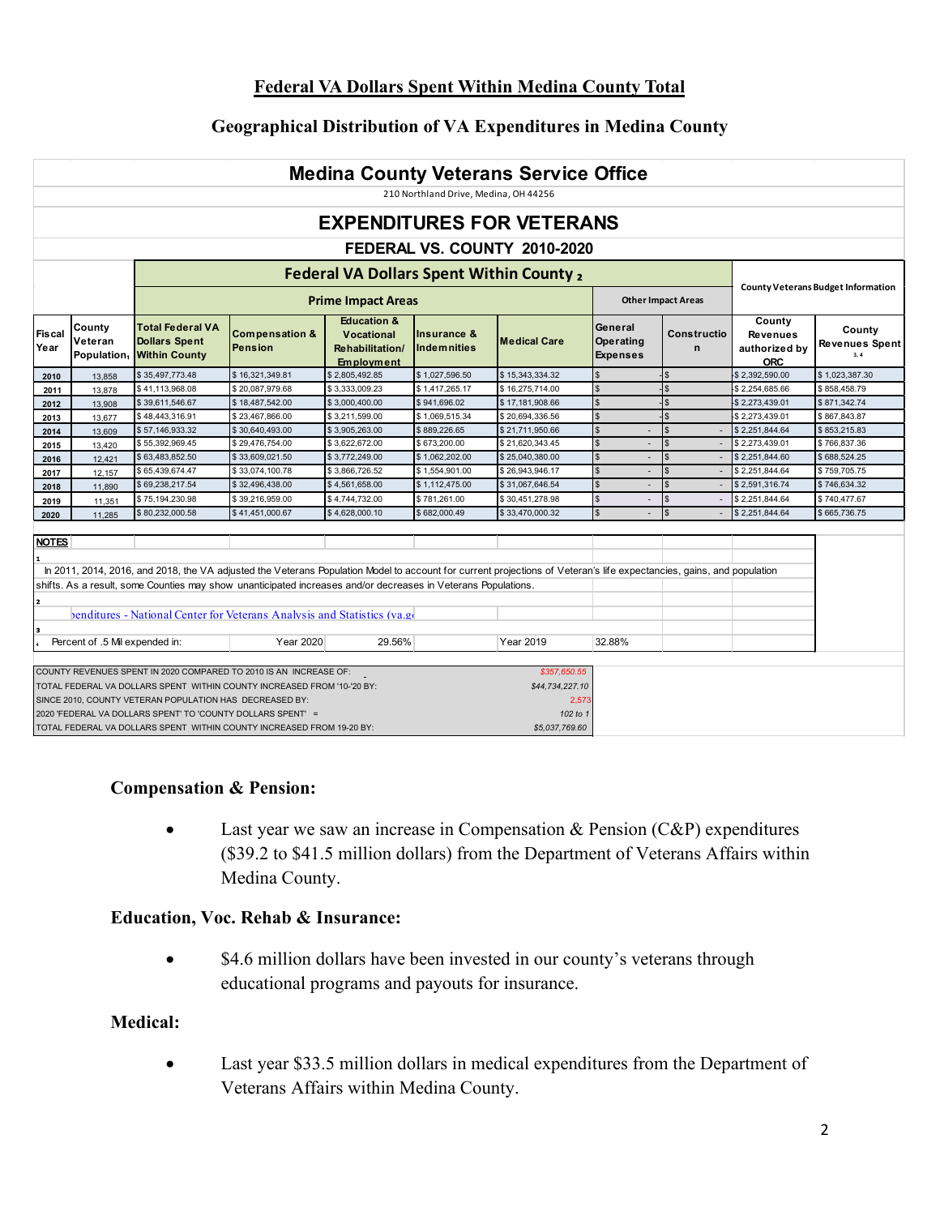## Federal VA Dollars Spent Within Medina County Total

### Geographical Distribution of VA Expenditures in Medina County

**Medina County Veterans Service Office**

210 Northland Drive, Medina, OH 44256

**EXPENDITURES FOR VETERANS**

**FEDERAL VS. COUNTY 2010-2020**

| | | Federal VA Dollars Spent Within County 2 | | | | | | | County Veterans Budget Information | |
|---|---|---|---|---|---|---|---|---|---|---|
| | | Prime Impact Areas | | | | | Other Impact Areas | | | |
| Fiscal Year | County Veteran Population1 | Total Federal VA Dollars Spent Within County | Compensation & Pension | Education & Vocational Rehabilitation/ Employment | Insurance & Indemnities | Medical Care | General Operating Expenses | Construction | County Revenues authorized by ORC | County Revenues Spent 3, 4 |
| 2010 | 13,858 | $ 35,497,773.48 | $ 16,321,349.81 | $ 2,805,492.85 | $ 1,027,596.50 | $ 15,343,334.32 | $ - | $ | $ 2,392,590.00 | $ 1,023,387.30 |
| 2011 | 13,878 | $ 41,113,968.08 | $ 20,087,979.68 | $ 3,333,009.23 | $ 1,417,265.17 | $ 16,275,714.00 | $ - | $ | $ 2,254,685.66 | $ 858,458.79 |
| 2012 | 13,908 | $ 39,611,546.67 | $ 18,487,542.00 | $ 3,000,400.00 | $ 941,696.02 | $ 17,181,908.66 | $ - | $ | $ 2,273,439.01 | $ 871,342.74 |
| 2013 | 13,677 | $ 48,443,316.91 | $ 23,467,866.00 | $ 3,211,599.00 | $ 1,069,515.34 | $ 20,694,336.56 | $ - | $ | $ 2,273,439.01 | $ 867,843.87 |
| 2014 | 13,609 | $ 57,146,933.32 | $ 30,640,493.00 | $ 3,905,263.00 | $ 889,226.65 | $ 21,711,950.66 | $ - | $ - | $ 2,251,844.64 | $ 853,215.83 |
| 2015 | 13,420 | $ 55,392,969.45 | $ 29,476,754.00 | $ 3,622,672.00 | $ 673,200.00 | $ 21,620,343.45 | $ - | $ - | $ 2,273,439.01 | $ 766,837.36 |
| 2016 | 12,421 | $ 63,483,852.50 | $ 33,609,021.50 | $ 3,772,249.00 | $ 1,062,202.00 | $ 25,040,380.00 | $ - | $ - | $ 2,251,844.60 | $ 688,524.25 |
| 2017 | 12,157 | $ 65,439,674.47 | $ 33,074,100.78 | $ 3,866,726.52 | $ 1,554,901.00 | $ 26,943,946.17 | $ - | $ - | $ 2,251,844.64 | $ 759,705.75 |
| 2018 | 11,890 | $ 69,238,217.54 | $ 32,496,438.00 | $ 4,561,658.00 | $ 1,112,475.00 | $ 31,067,646.54 | $ - | $ - | $ 2,591,316.74 | $ 746,634.32 |
| 2019 | 11,351 | $ 75,194,230.98 | $ 39,216,959.00 | $ 4,744,732.00 | $ 781,261.00 | $ 30,451,278.98 | $ - | $ - | $ 2,251,844.64 | $ 740,477.67 |
| 2020 | 11,285 | $ 80,232,000.58 | $ 41,451,000.67 | $ 4,628,000.10 | $ 682,000.49 | $ 33,470,000.32 | $ - | $ - | $ 2,251,844.64 | $ 665,736.75 |

**NOTES**

1

In 2011, 2014, 2016, and 2018, the VA adjusted the Veterans Population Model to account for current projections of Veteran's life expectancies, gains, and population shifts. As a result, some Counties may show unanticipated increases and/or decreases in Veterans Populations.

2

penditures - National Center for Veterans Analysis and Statistics (va.go

3

4 Percent of .5 Mil expended in: Year 2020 29.56% Year 2019 32.88%

| | |
|---|---|
| COUNTY REVENUES SPENT IN 2020 COMPARED TO 2010 IS AN INCREASE OF: | $357,650.55 |
| TOTAL FEDERAL VA DOLLARS SPENT WITHIN COUNTY INCREASED FROM '10-'20 BY: | $44,734,227.10 |
| SINCE 2010, COUNTY VETERAN POPULATION HAS DECREASED BY: | 2,573 |
| 2020 'FEDERAL VA DOLLARS SPENT' TO 'COUNTY DOLLARS SPENT' = | 102 to 1 |
| TOTAL FEDERAL VA DOLLARS SPENT WITHIN COUNTY INCREASED FROM 19-20 BY: | $5,037,769.60 |

### Compensation & Pension:

- Last year we saw an increase in Compensation & Pension (C&P) expenditures ($39.2 to $41.5 million dollars) from the Department of Veterans Affairs within Medina County.

### Education, Voc. Rehab & Insurance:

- $4.6 million dollars have been invested in our county's veterans through educational programs and payouts for insurance.

### Medical:

- Last year $33.5 million dollars in medical expenditures from the Department of Veterans Affairs within Medina County.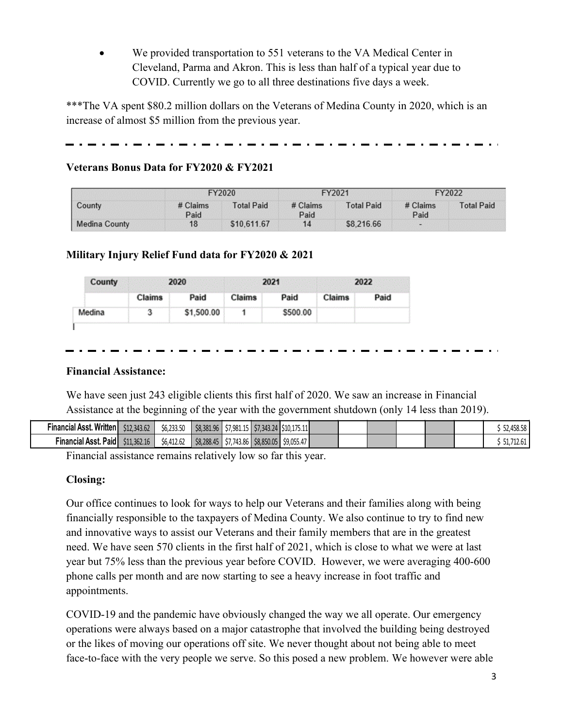- We provided transportation to 551 veterans to the VA Medical Center in Cleveland, Parma and Akron. This is less than half of a typical year due to COVID. Currently we go to all three destinations five days a week.

***The VA spent $80.2 million dollars on the Veterans of Medina County in 2020, which is an increase of almost $5 million from the previous year.

---

**Veterans Bonus Data for FY2020 & FY2021**

| | FY2020 | | FY2021 | | FY2022 | |
|---|---|---|---|---|---|---|
| County | # Claims Paid | Total Paid | # Claims Paid | Total Paid | # Claims Paid | Total Paid |
| Medina County | 18 | $10,611.67 | 14 | $8,216.66 | - | |

**Military Injury Relief Fund data for FY2020 & 2021**

| County | 2020 | | 2021 | | 2022 | |
|---|---|---|---|---|---|---|
| | Claims | Paid | Claims | Paid | Claims | Paid |
| Medina | 3 | $1,500.00 | 1 | $500.00 | | |

---

**Financial Assistance:**

We have seen just 243 eligible clients this first half of 2020. We saw an increase in Financial Assistance at the beginning of the year with the government shutdown (only 14 less than 2019).

| | | | | | | | | | | | | | |
|---|---|---|---|---|---|---|---|---|---|---|---|---|---|
| **Financial Asst. Written** | $12,343.62 | $6,233.50 | $8,381.96 | $7,981.15 | $7,343.24 | $10,175.11 | | | | | | | $ 52,458.58 |
| **Financial Asst. Paid** | $11,362.16 | $6,412.62 | $8,288.45 | $7,743.86 | $8,850.05 | $9,055.47 | | | | | | | $ 51,712.61 |

Financial assistance remains relatively low so far this year.

**Closing:**

Our office continues to look for ways to help our Veterans and their families along with being financially responsible to the taxpayers of Medina County. We also continue to try to find new and innovative ways to assist our Veterans and their family members that are in the greatest need. We have seen 570 clients in the first half of 2021, which is close to what we were at last year but 75% less than the previous year before COVID. However, we were averaging 400-600 phone calls per month and are now starting to see a heavy increase in foot traffic and appointments.

COVID-19 and the pandemic have obviously changed the way we all operate. Our emergency operations were always based on a major catastrophe that involved the building being destroyed or the likes of moving our operations off site. We never thought about not being able to meet face-to-face with the very people we serve. So this posed a new problem. We however were able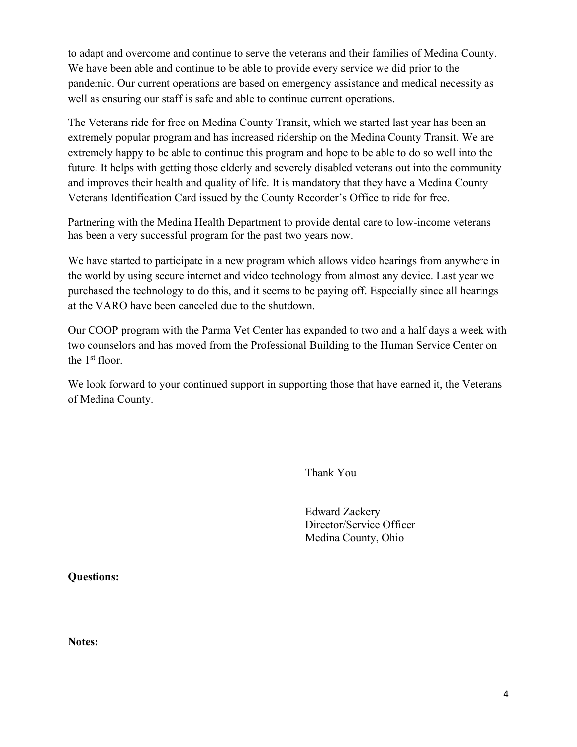to adapt and overcome and continue to serve the veterans and their families of Medina County. We have been able and continue to be able to provide every service we did prior to the pandemic. Our current operations are based on emergency assistance and medical necessity as well as ensuring our staff is safe and able to continue current operations.

The Veterans ride for free on Medina County Transit, which we started last year has been an extremely popular program and has increased ridership on the Medina County Transit. We are extremely happy to be able to continue this program and hope to be able to do so well into the future. It helps with getting those elderly and severely disabled veterans out into the community and improves their health and quality of life. It is mandatory that they have a Medina County Veterans Identification Card issued by the County Recorder's Office to ride for free.

Partnering with the Medina Health Department to provide dental care to low-income veterans has been a very successful program for the past two years now.

We have started to participate in a new program which allows video hearings from anywhere in the world by using secure internet and video technology from almost any device. Last year we purchased the technology to do this, and it seems to be paying off. Especially since all hearings at the VARO have been canceled due to the shutdown.

Our COOP program with the Parma Vet Center has expanded to two and a half days a week with two counselors and has moved from the Professional Building to the Human Service Center on the 1st floor.

We look forward to your continued support in supporting those that have earned it, the Veterans of Medina County.

Thank You

Edward Zackery
Director/Service Officer
Medina County, Ohio

**Questions:**

**Notes:**